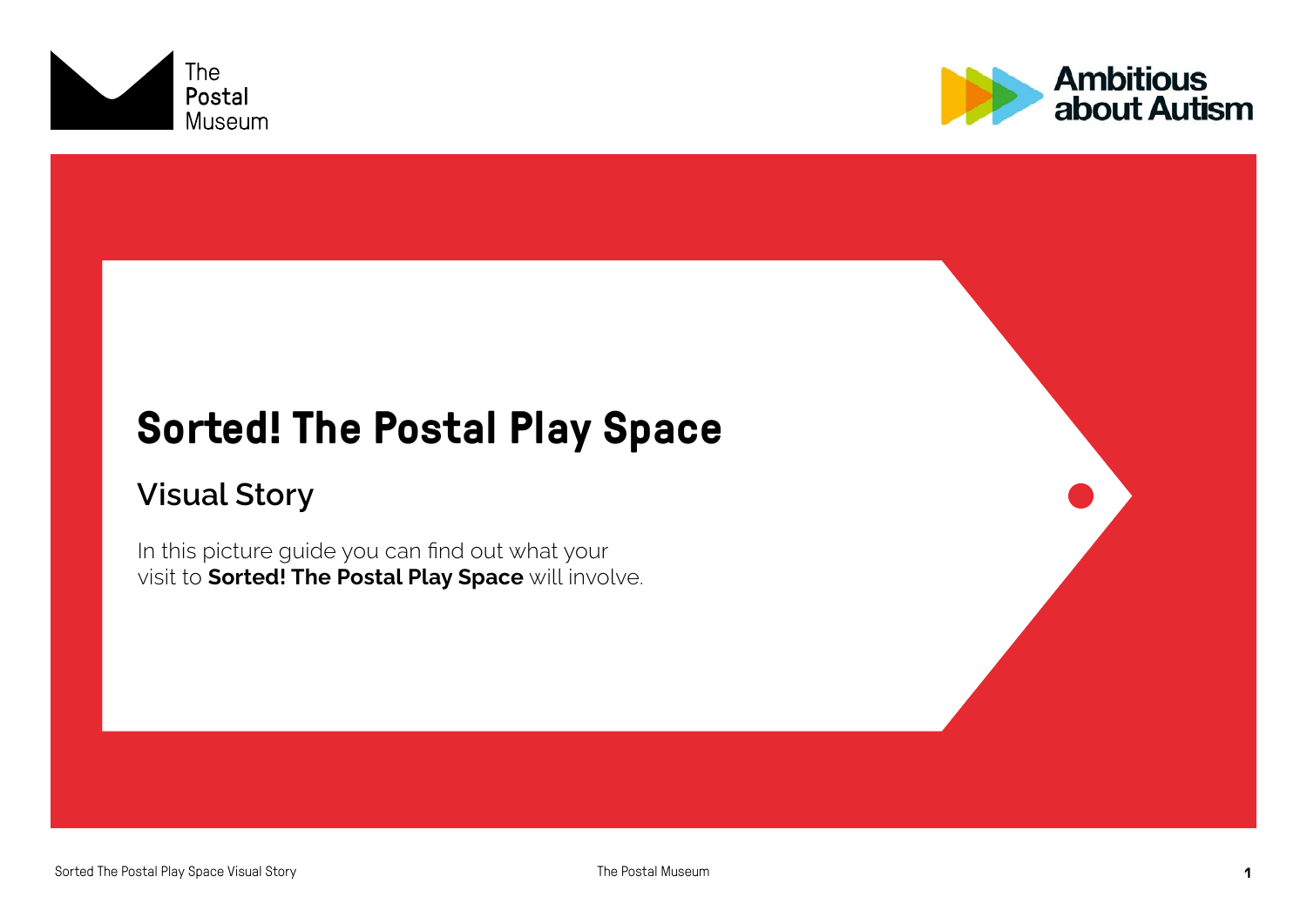The Postal Museum

Ambitious about Autism

# Sorted! The Postal Play Space

## Visual Story

In this picture guide you can find out what your visit to **Sorted! The Postal Play Space** will involve.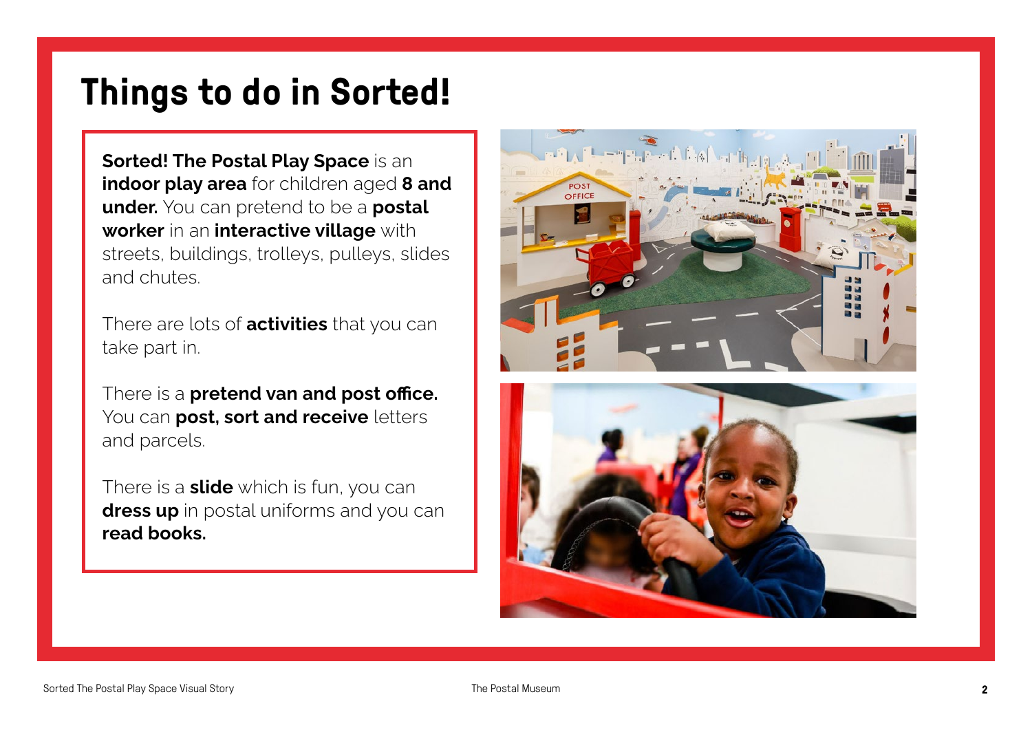# Things to do in Sorted!

**Sorted! The Postal Play Space** is an **indoor play area** for children aged **8 and under.** You can pretend to be a **postal worker** in an **interactive village** with streets, buildings, trolleys, pulleys, slides and chutes.

There are lots of **activities** that you can take part in.

There is a **pretend van and post office.** You can **post, sort and receive** letters and parcels.

There is a **slide** which is fun, you can **dress up** in postal uniforms and you can **read books.**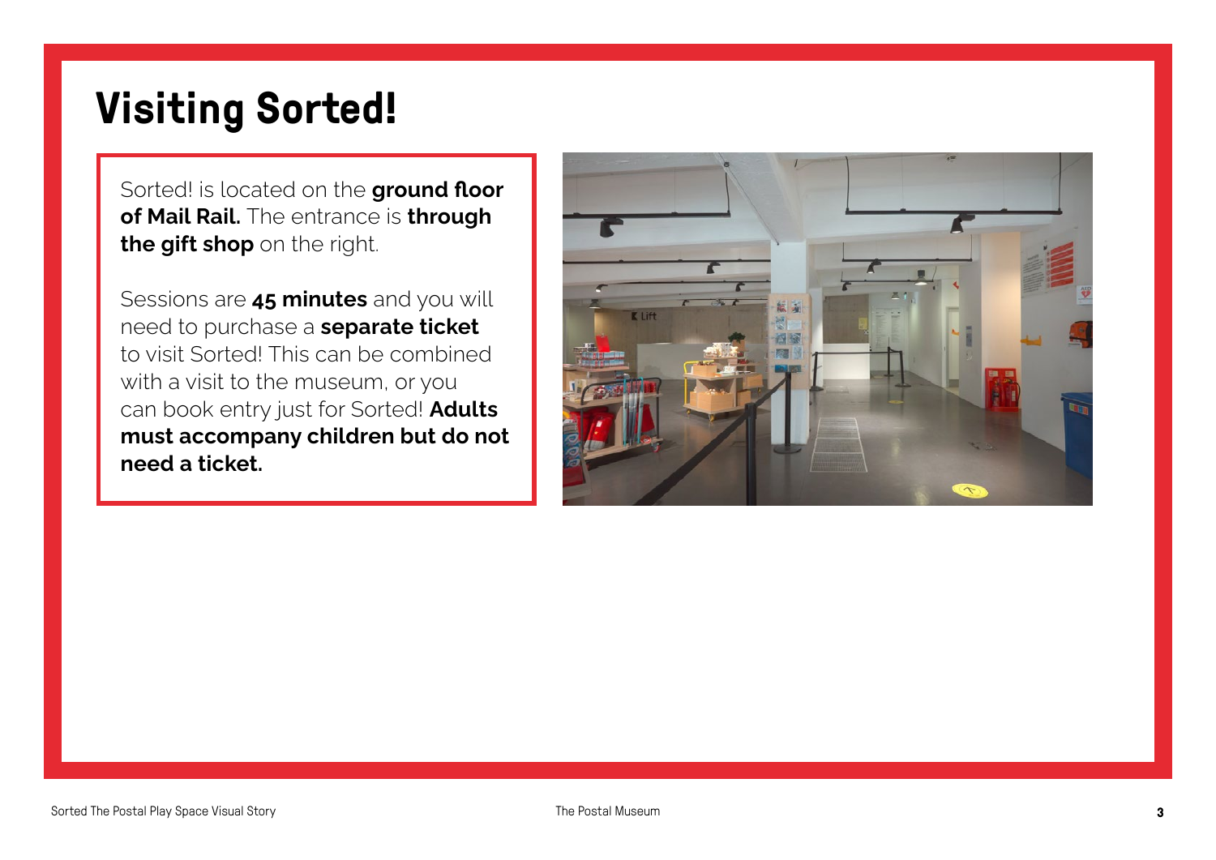# Visiting Sorted!

Sorted! is located on the **ground floor of Mail Rail.** The entrance is **through the gift shop** on the right.

Sessions are **45 minutes** and you will need to purchase a **separate ticket** to visit Sorted! This can be combined with a visit to the museum, or you can book entry just for Sorted! **Adults must accompany children but do not need a ticket.**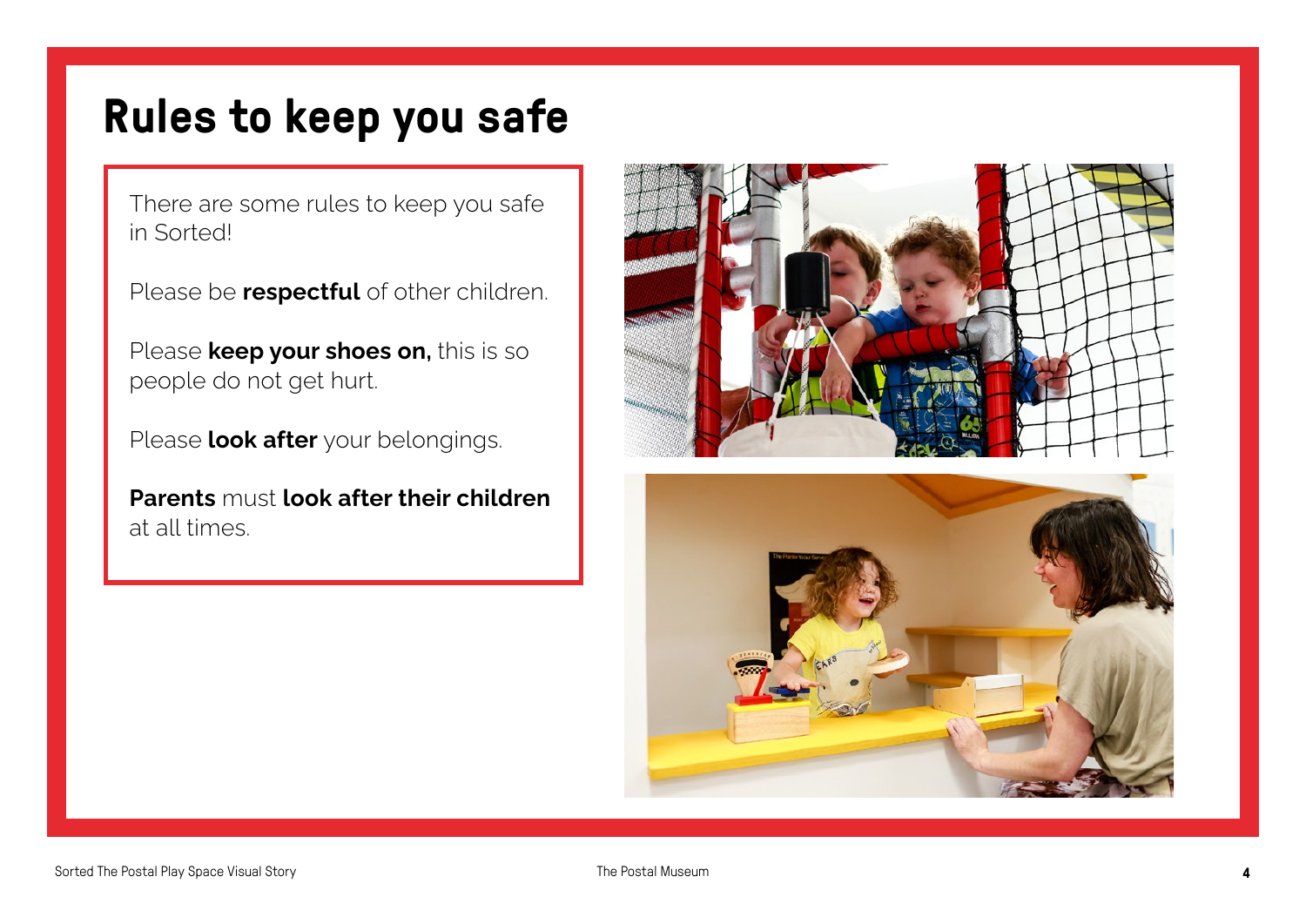# Rules to keep you safe

There are some rules to keep you safe in Sorted!

Please be **respectful** of other children.

Please **keep your shoes on,** this is so people do not get hurt.

Please **look after** your belongings.

**Parents** must **look after their children** at all times.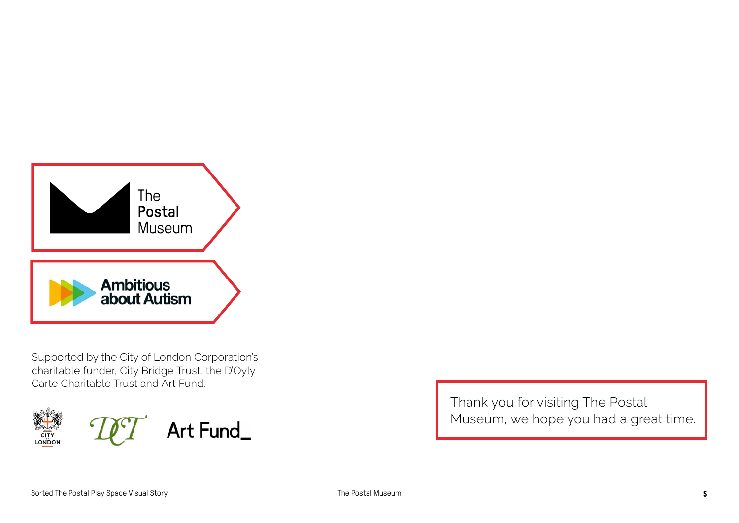The Postal Museum

Ambitious about Autism

Supported by the City of London Corporation's charitable funder, City Bridge Trust, the D'Oyly Carte Charitable Trust and Art Fund.

Thank you for visiting The Postal Museum, we hope you had a great time.